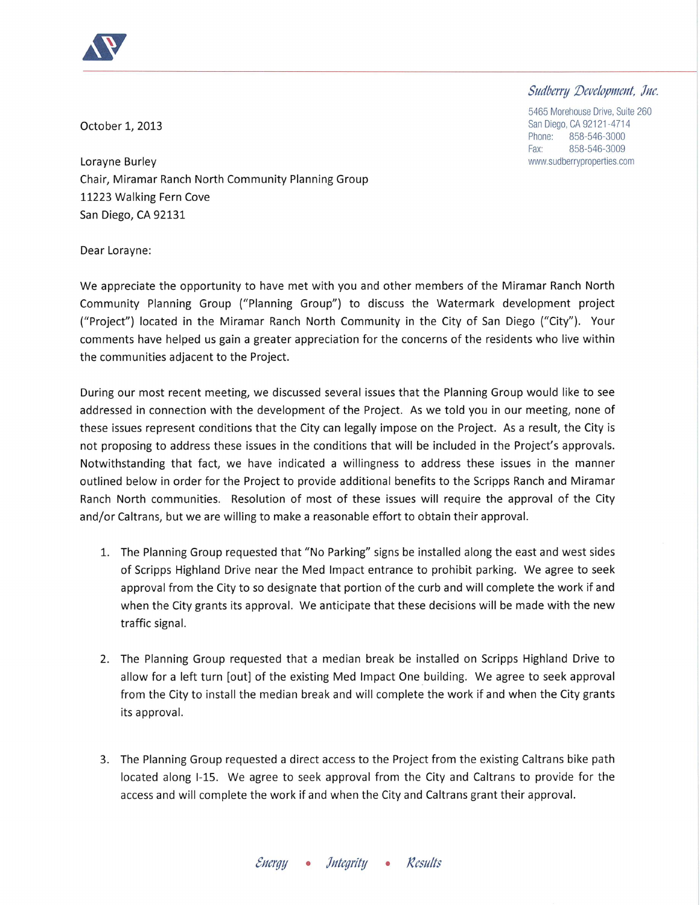*Sudberry Development, Inc.*

5465 Morehouse Drive, Suite 260
San Diego, CA 92121-4714
Phone: 858-546-3000
Fax: 858-546-3009
www.sudberryproperties.com

October 1, 2013

Lorayne Burley
Chair, Miramar Ranch North Community Planning Group
11223 Walking Fern Cove
San Diego, CA 92131

Dear Lorayne:

We appreciate the opportunity to have met with you and other members of the Miramar Ranch North Community Planning Group ("Planning Group") to discuss the Watermark development project ("Project") located in the Miramar Ranch North Community in the City of San Diego ("City"). Your comments have helped us gain a greater appreciation for the concerns of the residents who live within the communities adjacent to the Project.

During our most recent meeting, we discussed several issues that the Planning Group would like to see addressed in connection with the development of the Project. As we told you in our meeting, none of these issues represent conditions that the City can legally impose on the Project. As a result, the City is not proposing to address these issues in the conditions that will be included in the Project's approvals. Notwithstanding that fact, we have indicated a willingness to address these issues in the manner outlined below in order for the Project to provide additional benefits to the Scripps Ranch and Miramar Ranch North communities. Resolution of most of these issues will require the approval of the City and/or Caltrans, but we are willing to make a reasonable effort to obtain their approval.

1. The Planning Group requested that "No Parking" signs be installed along the east and west sides of Scripps Highland Drive near the Med Impact entrance to prohibit parking. We agree to seek approval from the City to so designate that portion of the curb and will complete the work if and when the City grants its approval. We anticipate that these decisions will be made with the new traffic signal.

2. The Planning Group requested that a median break be installed on Scripps Highland Drive to allow for a left turn [out] of the existing Med Impact One building. We agree to seek approval from the City to install the median break and will complete the work if and when the City grants its approval.

3. The Planning Group requested a direct access to the Project from the existing Caltrans bike path located along I-15. We agree to seek approval from the City and Caltrans to provide for the access and will complete the work if and when the City and Caltrans grant their approval.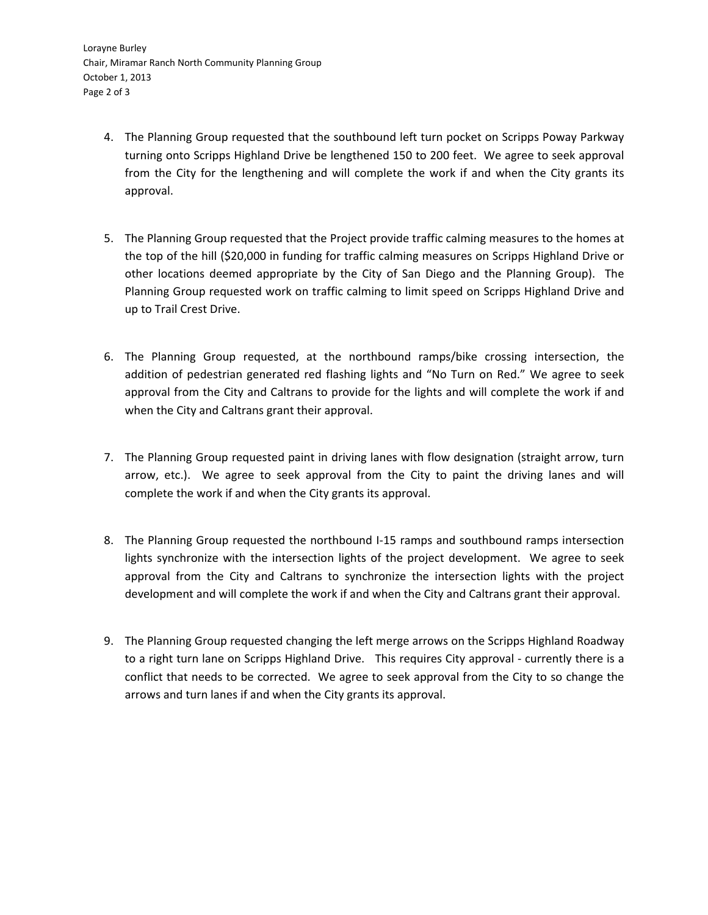4. The Planning Group requested that the southbound left turn pocket on Scripps Poway Parkway turning onto Scripps Highland Drive be lengthened 150 to 200 feet. We agree to seek approval from the City for the lengthening and will complete the work if and when the City grants its approval.

5. The Planning Group requested that the Project provide traffic calming measures to the homes at the top of the hill ($20,000 in funding for traffic calming measures on Scripps Highland Drive or other locations deemed appropriate by the City of San Diego and the Planning Group). The Planning Group requested work on traffic calming to limit speed on Scripps Highland Drive and up to Trail Crest Drive.

6. The Planning Group requested, at the northbound ramps/bike crossing intersection, the addition of pedestrian generated red flashing lights and "No Turn on Red." We agree to seek approval from the City and Caltrans to provide for the lights and will complete the work if and when the City and Caltrans grant their approval.

7. The Planning Group requested paint in driving lanes with flow designation (straight arrow, turn arrow, etc.). We agree to seek approval from the City to paint the driving lanes and will complete the work if and when the City grants its approval.

8. The Planning Group requested the northbound I-15 ramps and southbound ramps intersection lights synchronize with the intersection lights of the project development. We agree to seek approval from the City and Caltrans to synchronize the intersection lights with the project development and will complete the work if and when the City and Caltrans grant their approval.

9. The Planning Group requested changing the left merge arrows on the Scripps Highland Roadway to a right turn lane on Scripps Highland Drive. This requires City approval - currently there is a conflict that needs to be corrected. We agree to seek approval from the City to so change the arrows and turn lanes if and when the City grants its approval.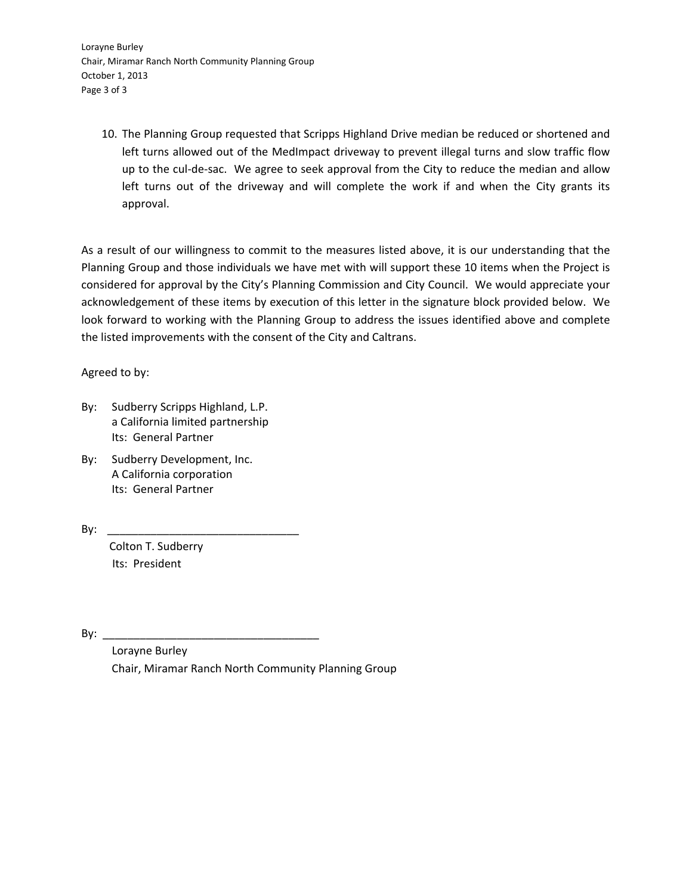10. The Planning Group requested that Scripps Highland Drive median be reduced or shortened and left turns allowed out of the MedImpact driveway to prevent illegal turns and slow traffic flow up to the cul-de-sac. We agree to seek approval from the City to reduce the median and allow left turns out of the driveway and will complete the work if and when the City grants its approval.

As a result of our willingness to commit to the measures listed above, it is our understanding that the Planning Group and those individuals we have met with will support these 10 items when the Project is considered for approval by the City's Planning Commission and City Council. We would appreciate your acknowledgement of these items by execution of this letter in the signature block provided below. We look forward to working with the Planning Group to address the issues identified above and complete the listed improvements with the consent of the City and Caltrans.

Agreed to by:

By: Sudberry Scripps Highland, L.P.
a California limited partnership
Its: General Partner

By: Sudberry Development, Inc.
A California corporation
Its: General Partner

By: ______________________________
Colton T. Sudberry
Its: President

By: ___________________________________
Lorayne Burley
Chair, Miramar Ranch North Community Planning Group